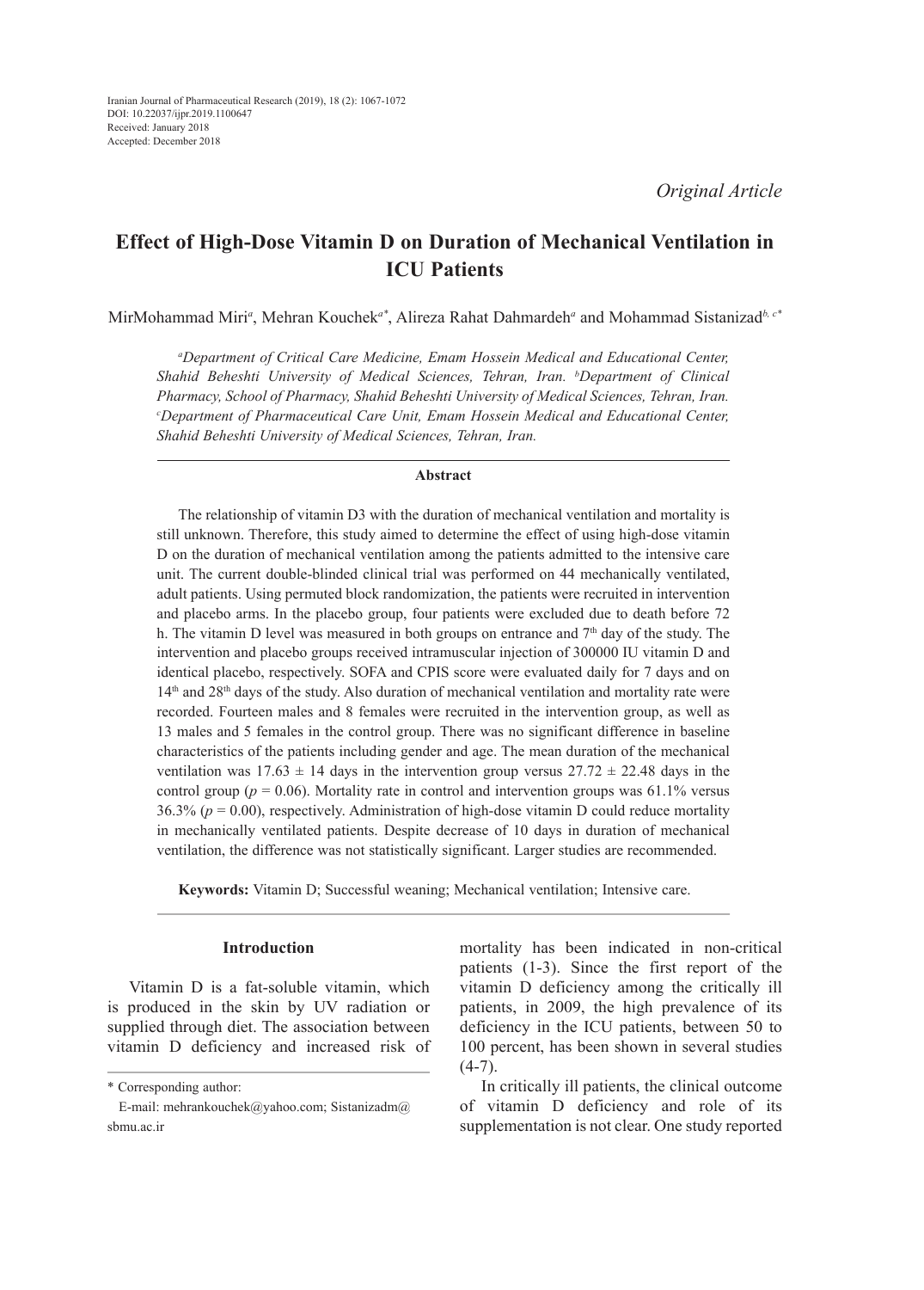Iranian Journal of Pharmaceutical Research (2019), 18 (2): 1067-1072
DOI: 10.22037/ijpr.2019.1100647
Received: January 2018
Accepted: December 2018

*Original Article*

# Effect of High-Dose Vitamin D on Duration of Mechanical Ventilation in ICU Patients

MirMohammad Miri[a], Mehran Kouchek[a*], Alireza Rahat Dahmardeh[a] and Mohammad Sistanizad[b, c*]

*[a]Department of Critical Care Medicine, Emam Hossein Medical and Educational Center, Shahid Beheshti University of Medical Sciences, Tehran, Iran. [b]Department of Clinical Pharmacy, School of Pharmacy, Shahid Beheshti University of Medical Sciences, Tehran, Iran. [c]Department of Pharmaceutical Care Unit, Emam Hossein Medical and Educational Center, Shahid Beheshti University of Medical Sciences, Tehran, Iran.*

### Abstract

The relationship of vitamin D3 with the duration of mechanical ventilation and mortality is still unknown. Therefore, this study aimed to determine the effect of using high-dose vitamin D on the duration of mechanical ventilation among the patients admitted to the intensive care unit. The current double-blinded clinical trial was performed on 44 mechanically ventilated, adult patients. Using permuted block randomization, the patients were recruited in intervention and placebo arms. In the placebo group, four patients were excluded due to death before 72 h. The vitamin D level was measured in both groups on entrance and 7th day of the study. The intervention and placebo groups received intramuscular injection of 300000 IU vitamin D and identical placebo, respectively. SOFA and CPIS score were evaluated daily for 7 days and on 14th and 28th days of the study. Also duration of mechanical ventilation and mortality rate were recorded. Fourteen males and 8 females were recruited in the intervention group, as well as 13 males and 5 females in the control group. There was no significant difference in baseline characteristics of the patients including gender and age. The mean duration of the mechanical ventilation was $17.63 \pm 14$ days in the intervention group versus $27.72 \pm 22.48$ days in the control group ($p = 0.06$). Mortality rate in control and intervention groups was 61.1% versus 36.3% ($p = 0.00$), respectively. Administration of high-dose vitamin D could reduce mortality in mechanically ventilated patients. Despite decrease of 10 days in duration of mechanical ventilation, the difference was not statistically significant. Larger studies are recommended.

**Keywords:** Vitamin D; Successful weaning; Mechanical ventilation; Intensive care.

## Introduction

Vitamin D is a fat-soluble vitamin, which is produced in the skin by UV radiation or supplied through diet. The association between vitamin D deficiency and increased risk of mortality has been indicated in non-critical patients (1-3). Since the first report of the vitamin D deficiency among the critically ill patients, in 2009, the high prevalence of its deficiency in the ICU patients, between 50 to 100 percent, has been shown in several studies (4-7).

In critically ill patients, the clinical outcome of vitamin D deficiency and role of its supplementation is not clear. One study reported

\* Corresponding author:
E-mail: mehrankouchek@yahoo.com; Sistanizadm@sbmu.ac.ir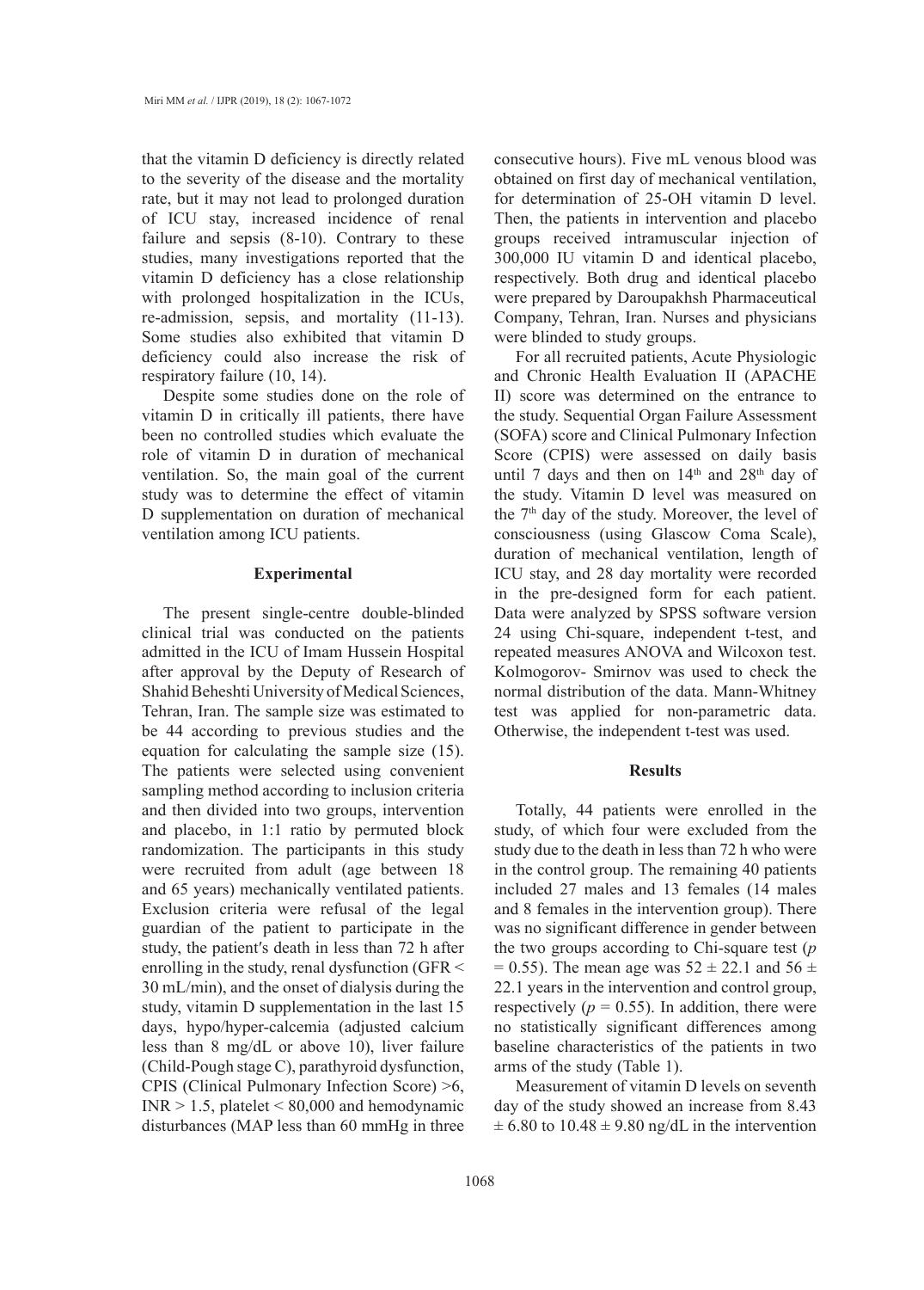that the vitamin D deficiency is directly related to the severity of the disease and the mortality rate, but it may not lead to prolonged duration of ICU stay, increased incidence of renal failure and sepsis (8-10). Contrary to these studies, many investigations reported that the vitamin D deficiency has a close relationship with prolonged hospitalization in the ICUs, re-admission, sepsis, and mortality (11-13). Some studies also exhibited that vitamin D deficiency could also increase the risk of respiratory failure (10, 14).

Despite some studies done on the role of vitamin D in critically ill patients, there have been no controlled studies which evaluate the role of vitamin D in duration of mechanical ventilation. So, the main goal of the current study was to determine the effect of vitamin D supplementation on duration of mechanical ventilation among ICU patients.

## Experimental

The present single-centre double-blinded clinical trial was conducted on the patients admitted in the ICU of Imam Hussein Hospital after approval by the Deputy of Research of Shahid Beheshti University of Medical Sciences, Tehran, Iran. The sample size was estimated to be 44 according to previous studies and the equation for calculating the sample size (15). The patients were selected using convenient sampling method according to inclusion criteria and then divided into two groups, intervention and placebo, in 1:1 ratio by permuted block randomization. The participants in this study were recruited from adult (age between 18 and 65 years) mechanically ventilated patients. Exclusion criteria were refusal of the legal guardian of the patient to participate in the study, the patient′s death in less than 72 h after enrolling in the study, renal dysfunction (GFR < 30 mL/min), and the onset of dialysis during the study, vitamin D supplementation in the last 15 days, hypo/hyper-calcemia (adjusted calcium less than 8 mg/dL or above 10), liver failure (Child-Pough stage C), parathyroid dysfunction, CPIS (Clinical Pulmonary Infection Score) >6, INR > 1.5, platelet < 80,000 and hemodynamic disturbances (MAP less than 60 mmHg in three consecutive hours). Five mL venous blood was obtained on first day of mechanical ventilation, for determination of 25-OH vitamin D level. Then, the patients in intervention and placebo groups received intramuscular injection of 300,000 IU vitamin D and identical placebo, respectively. Both drug and identical placebo were prepared by Daroupakhsh Pharmaceutical Company, Tehran, Iran. Nurses and physicians were blinded to study groups.

For all recruited patients, Acute Physiologic and Chronic Health Evaluation II (APACHE II) score was determined on the entrance to the study. Sequential Organ Failure Assessment (SOFA) score and Clinical Pulmonary Infection Score (CPIS) were assessed on daily basis until 7 days and then on 14th and 28th day of the study. Vitamin D level was measured on the 7th day of the study. Moreover, the level of consciousness (using Glascow Coma Scale), duration of mechanical ventilation, length of ICU stay, and 28 day mortality were recorded in the pre-designed form for each patient. Data were analyzed by SPSS software version 24 using Chi-square, independent t-test, and repeated measures ANOVA and Wilcoxon test. Kolmogorov- Smirnov was used to check the normal distribution of the data. Mann-Whitney test was applied for non-parametric data. Otherwise, the independent t-test was used.

## Results

Totally, 44 patients were enrolled in the study, of which four were excluded from the study due to the death in less than 72 h who were in the control group. The remaining 40 patients included 27 males and 13 females (14 males and 8 females in the intervention group). There was no significant difference in gender between the two groups according to Chi-square test ($p = 0.55$). The mean age was $52 \pm 22.1$ and $56 \pm 22.1$ years in the intervention and control group, respectively ($p = 0.55$). In addition, there were no statistically significant differences among baseline characteristics of the patients in two arms of the study (Table 1).

Measurement of vitamin D levels on seventh day of the study showed an increase from $8.43 \pm 6.80$ to $10.48 \pm 9.80$ ng/dL in the intervention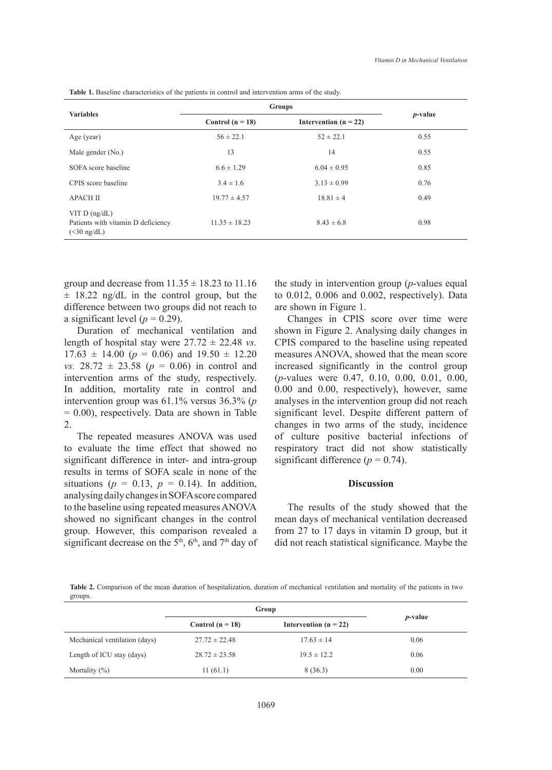**Table 1.** Baseline characteristics of the patients in control and intervention arms of the study.

| Variables | Groups | | *p*-value |
|---|---|---|---|
| | Control (n = 18) | Intervention (n = 22) | |
| Age (year) | 56 ± 22.1 | 52 ± 22.1 | 0.55 |
| Male gender (No.) | 13 | 14 | 0.55 |
| SOFA score baseline | 6.6 ± 1.29 | 6.04 ± 0.95 | 0.85 |
| CPIS score baseline | 3.4 ± 1.6 | 3.13 ± 0.99 | 0.76 |
| APACH II | 19.77 ± 4.57 | 18.81 ± 4 | 0.49 |
| VIT D (ng/dL) Patients with vitamin D deficiency (<30 ng/dL) | 11.35 ± 18.23 | 8.43 ± 6.8 | 0.98 |

group and decrease from 11.35 ± 18.23 to 11.16 ± 18.22 ng/dL in the control group, but the difference between two groups did not reach to a significant level ($p = 0.29$).

Duration of mechanical ventilation and length of hospital stay were 27.72 ± 22.48 *vs.* 17.63 ± 14.00 ($p = 0.06$) and 19.50 ± 12.20 *vs.* 28.72 ± 23.58 ($p = 0.06$) in control and intervention arms of the study, respectively. In addition, mortality rate in control and intervention group was 61.1% versus 36.3% ($p = 0.00$), respectively. Data are shown in Table 2.

The repeated measures ANOVA was used to evaluate the time effect that showed no significant difference in inter- and intra-group results in terms of SOFA scale in none of the situations ($p = 0.13$, $p = 0.14$). In addition, analysing daily changes in SOFA score compared to the baseline using repeated measures ANOVA showed no significant changes in the control group. However, this comparison revealed a significant decrease on the 5th, 6th, and 7th day of the study in intervention group (*p*-values equal to 0.012, 0.006 and 0.002, respectively). Data are shown in Figure 1.

Changes in CPIS score over time were shown in Figure 2. Analysing daily changes in CPIS compared to the baseline using repeated measures ANOVA, showed that the mean score increased significantly in the control group (*p*-values were 0.47, 0.10, 0.00, 0.01, 0.00, 0.00 and 0.00, respectively), however, same analyses in the intervention group did not reach significant level. Despite different pattern of changes in two arms of the study, incidence of culture positive bacterial infections of respiratory tract did not show statistically significant difference ($p = 0.74$).

## Discussion

The results of the study showed that the mean days of mechanical ventilation decreased from 27 to 17 days in vitamin D group, but it did not reach statistical significance. Maybe the

**Table 2.** Comparison of the mean duration of hospitalization, duration of mechanical ventilation and mortality of the patients in two groups.

| | Group | | *p*-value |
|---|---|---|---|
| | Control (n = 18) | Intervention (n = 22) | |
| Mechanical ventilation (days) | 27.72 ± 22.48 | 17.63 ± 14 | 0.06 |
| Length of ICU stay (days) | 28.72 ± 23.58 | 19.5 ± 12.2 | 0.06 |
| Mortality (%) | 11 (61.1) | 8 (36.3) | 0.00 |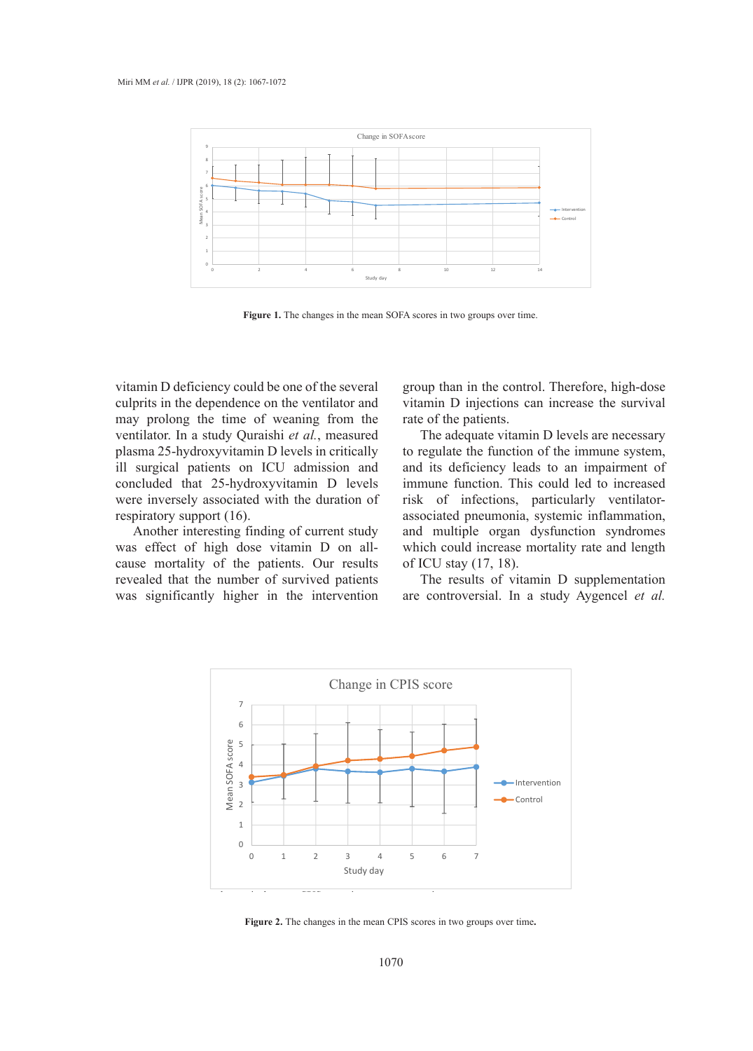Figure 1. The changes in the mean SOFA scores in two groups over time.

vitamin D deficiency could be one of the several culprits in the dependence on the ventilator and may prolong the time of weaning from the ventilator. In a study Quraishi *et al.*, measured plasma 25-hydroxyvitamin D levels in critically ill surgical patients on ICU admission and concluded that 25-hydroxyvitamin D levels were inversely associated with the duration of respiratory support (16).

Another interesting finding of current study was effect of high dose vitamin D on all-cause mortality of the patients. Our results revealed that the number of survived patients was significantly higher in the intervention group than in the control. Therefore, high-dose vitamin D injections can increase the survival rate of the patients.

The adequate vitamin D levels are necessary to regulate the function of the immune system, and its deficiency leads to an impairment of immune function. This could led to increased risk of infections, particularly ventilator-associated pneumonia, systemic inflammation, and multiple organ dysfunction syndromes which could increase mortality rate and length of ICU stay (17, 18).

The results of vitamin D supplementation are controversial. In a study Aygencel *et al.*

Figure 2. The changes in the mean CPIS scores in two groups over time.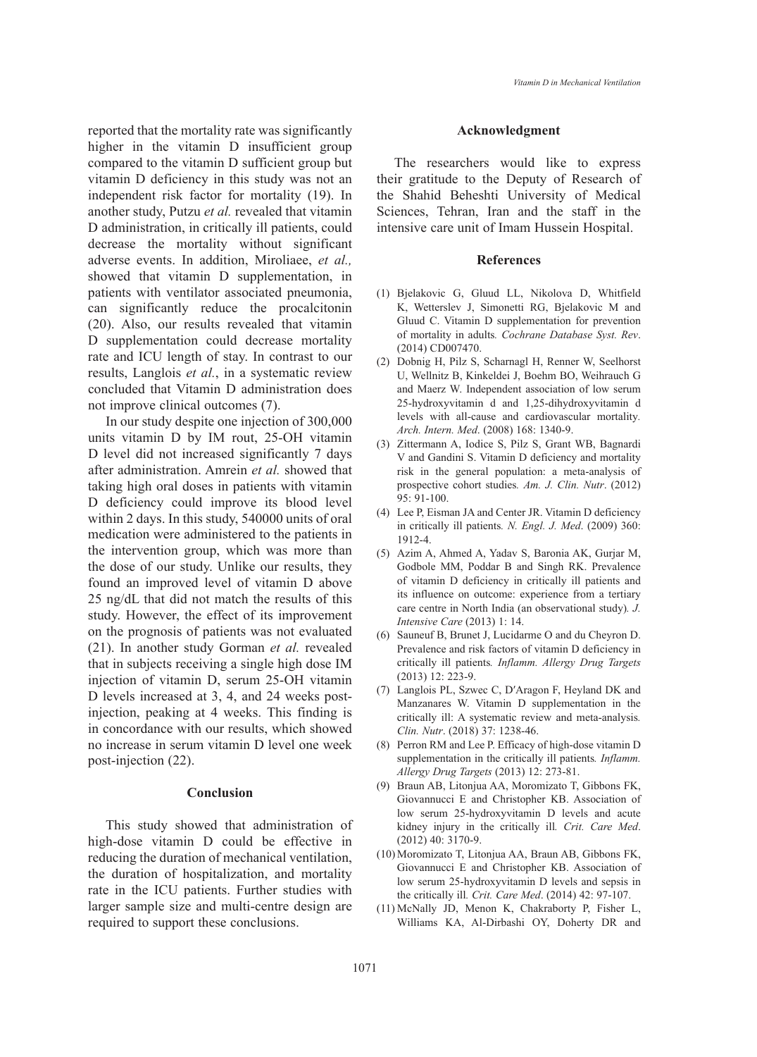reported that the mortality rate was significantly higher in the vitamin D insufficient group compared to the vitamin D sufficient group but vitamin D deficiency in this study was not an independent risk factor for mortality (19). In another study, Putzu *et al.* revealed that vitamin D administration, in critically ill patients, could decrease the mortality without significant adverse events. In addition, Miroliaee, *et al.,* showed that vitamin D supplementation, in patients with ventilator associated pneumonia, can significantly reduce the procalcitonin (20). Also, our results revealed that vitamin D supplementation could decrease mortality rate and ICU length of stay. In contrast to our results, Langlois *et al.*, in a systematic review concluded that Vitamin D administration does not improve clinical outcomes (7).

In our study despite one injection of 300,000 units vitamin D by IM rout, 25-OH vitamin D level did not increased significantly 7 days after administration. Amrein *et al.* showed that taking high oral doses in patients with vitamin D deficiency could improve its blood level within 2 days. In this study, 540000 units of oral medication were administered to the patients in the intervention group, which was more than the dose of our study. Unlike our results, they found an improved level of vitamin D above 25 ng/dL that did not match the results of this study. However, the effect of its improvement on the prognosis of patients was not evaluated (21). In another study Gorman *et al.* revealed that in subjects receiving a single high dose IM injection of vitamin D, serum 25-OH vitamin D levels increased at 3, 4, and 24 weeks post-injection, peaking at 4 weeks. This finding is in concordance with our results, which showed no increase in serum vitamin D level one week post-injection (22).

## Conclusion

This study showed that administration of high-dose vitamin D could be effective in reducing the duration of mechanical ventilation, the duration of hospitalization, and mortality rate in the ICU patients. Further studies with larger sample size and multi-centre design are required to support these conclusions.

## Acknowledgment

The researchers would like to express their gratitude to the Deputy of Research of the Shahid Beheshti University of Medical Sciences, Tehran, Iran and the staff in the intensive care unit of Imam Hussein Hospital.

## References

(1) Bjelakovic G, Gluud LL, Nikolova D, Whitfield K, Wetterslev J, Simonetti RG, Bjelakovic M and Gluud C. Vitamin D supplementation for prevention of mortality in adults. *Cochrane Database Syst. Rev*. (2014) CD007470.

(2) Dobnig H, Pilz S, Scharnagl H, Renner W, Seelhorst U, Wellnitz B, Kinkeldei J, Boehm BO, Weihrauch G and Maerz W. Independent association of low serum 25-hydroxyvitamin d and 1,25-dihydroxyvitamin d levels with all-cause and cardiovascular mortality. *Arch. Intern. Med*. (2008) 168: 1340-9.

(3) Zittermann A, Iodice S, Pilz S, Grant WB, Bagnardi V and Gandini S. Vitamin D deficiency and mortality risk in the general population: a meta-analysis of prospective cohort studies. *Am. J. Clin. Nutr*. (2012) 95: 91-100.

(4) Lee P, Eisman JA and Center JR. Vitamin D deficiency in critically ill patients. *N. Engl. J. Med*. (2009) 360: 1912-4.

(5) Azim A, Ahmed A, Yadav S, Baronia AK, Gurjar M, Godbole MM, Poddar B and Singh RK. Prevalence of vitamin D deficiency in critically ill patients and its influence on outcome: experience from a tertiary care centre in North India (an observational study). *J. Intensive Care* (2013) 1: 14.

(6) Sauneuf B, Brunet J, Lucidarme O and du Cheyron D. Prevalence and risk factors of vitamin D deficiency in critically ill patients. *Inflamm. Allergy Drug Targets* (2013) 12: 223-9.

(7) Langlois PL, Szwec C, D′Aragon F, Heyland DK and Manzanares W. Vitamin D supplementation in the critically ill: A systematic review and meta-analysis. *Clin. Nutr*. (2018) 37: 1238-46.

(8) Perron RM and Lee P. Efficacy of high-dose vitamin D supplementation in the critically ill patients. *Inflamm. Allergy Drug Targets* (2013) 12: 273-81.

(9) Braun AB, Litonjua AA, Moromizato T, Gibbons FK, Giovannucci E and Christopher KB. Association of low serum 25-hydroxyvitamin D levels and acute kidney injury in the critically ill. *Crit. Care Med*. (2012) 40: 3170-9.

(10) Moromizato T, Litonjua AA, Braun AB, Gibbons FK, Giovannucci E and Christopher KB. Association of low serum 25-hydroxyvitamin D levels and sepsis in the critically ill. *Crit. Care Med*. (2014) 42: 97-107.

(11) McNally JD, Menon K, Chakraborty P, Fisher L, Williams KA, Al-Dirbashi OY, Doherty DR and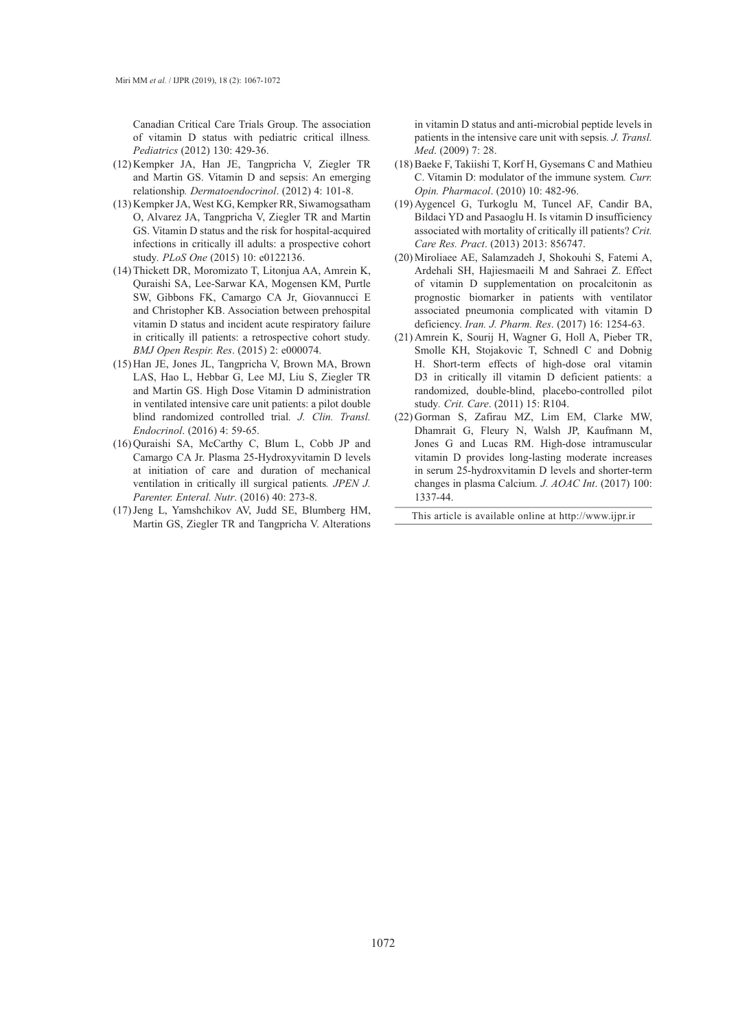Canadian Critical Care Trials Group. The association of vitamin D status with pediatric critical illness. *Pediatrics* (2012) 130: 429-36.

(12) Kempker JA, Han JE, Tangpricha V, Ziegler TR and Martin GS. Vitamin D and sepsis: An emerging relationship. *Dermatoendocrinol*. (2012) 4: 101-8.

(13) Kempker JA, West KG, Kempker RR, Siwamogsatham O, Alvarez JA, Tangpricha V, Ziegler TR and Martin GS. Vitamin D status and the risk for hospital-acquired infections in critically ill adults: a prospective cohort study. *PLoS One* (2015) 10: e0122136.

(14) Thickett DR, Moromizato T, Litonjua AA, Amrein K, Quraishi SA, Lee-Sarwar KA, Mogensen KM, Purtle SW, Gibbons FK, Camargo CA Jr, Giovannucci E and Christopher KB. Association between prehospital vitamin D status and incident acute respiratory failure in critically ill patients: a retrospective cohort study. *BMJ Open Respir. Res*. (2015) 2: e000074.

(15) Han JE, Jones JL, Tangpricha V, Brown MA, Brown LAS, Hao L, Hebbar G, Lee MJ, Liu S, Ziegler TR and Martin GS. High Dose Vitamin D administration in ventilated intensive care unit patients: a pilot double blind randomized controlled trial. *J. Clin. Transl. Endocrinol*. (2016) 4: 59-65.

(16) Quraishi SA, McCarthy C, Blum L, Cobb JP and Camargo CA Jr. Plasma 25-Hydroxyvitamin D levels at initiation of care and duration of mechanical ventilation in critically ill surgical patients. *JPEN J. Parenter. Enteral. Nutr*. (2016) 40: 273-8.

(17) Jeng L, Yamshchikov AV, Judd SE, Blumberg HM, Martin GS, Ziegler TR and Tangpricha V. Alterations in vitamin D status and anti-microbial peptide levels in patients in the intensive care unit with sepsis. *J. Transl. Med*. (2009) 7: 28.

(18) Baeke F, Takiishi T, Korf H, Gysemans C and Mathieu C. Vitamin D: modulator of the immune system. *Curr. Opin. Pharmacol*. (2010) 10: 482-96.

(19) Aygencel G, Turkoglu M, Tuncel AF, Candir BA, Bildaci YD and Pasaoglu H. Is vitamin D insufficiency associated with mortality of critically ill patients? *Crit. Care Res. Pract*. (2013) 2013: 856747.

(20) Miroliaee AE, Salamzadeh J, Shokouhi S, Fatemi A, Ardehali SH, Hajiesmaeili M and Sahraei Z. Effect of vitamin D supplementation on procalcitonin as prognostic biomarker in patients with ventilator associated pneumonia complicated with vitamin D deficiency. *Iran. J. Pharm. Res*. (2017) 16: 1254-63.

(21) Amrein K, Sourij H, Wagner G, Holl A, Pieber TR, Smolle KH, Stojakovic T, Schnedl C and Dobnig H. Short-term effects of high-dose oral vitamin D3 in critically ill vitamin D deficient patients: a randomized, double-blind, placebo-controlled pilot study. *Crit. Care*. (2011) 15: R104.

(22) Gorman S, Zafirau MZ, Lim EM, Clarke MW, Dhamrait G, Fleury N, Walsh JP, Kaufmann M, Jones G and Lucas RM. High-dose intramuscular vitamin D provides long-lasting moderate increases in serum 25-hydroxvitamin D levels and shorter-term changes in plasma Calcium. *J. AOAC Int*. (2017) 100: 1337-44.

This article is available online at http://www.ijpr.ir